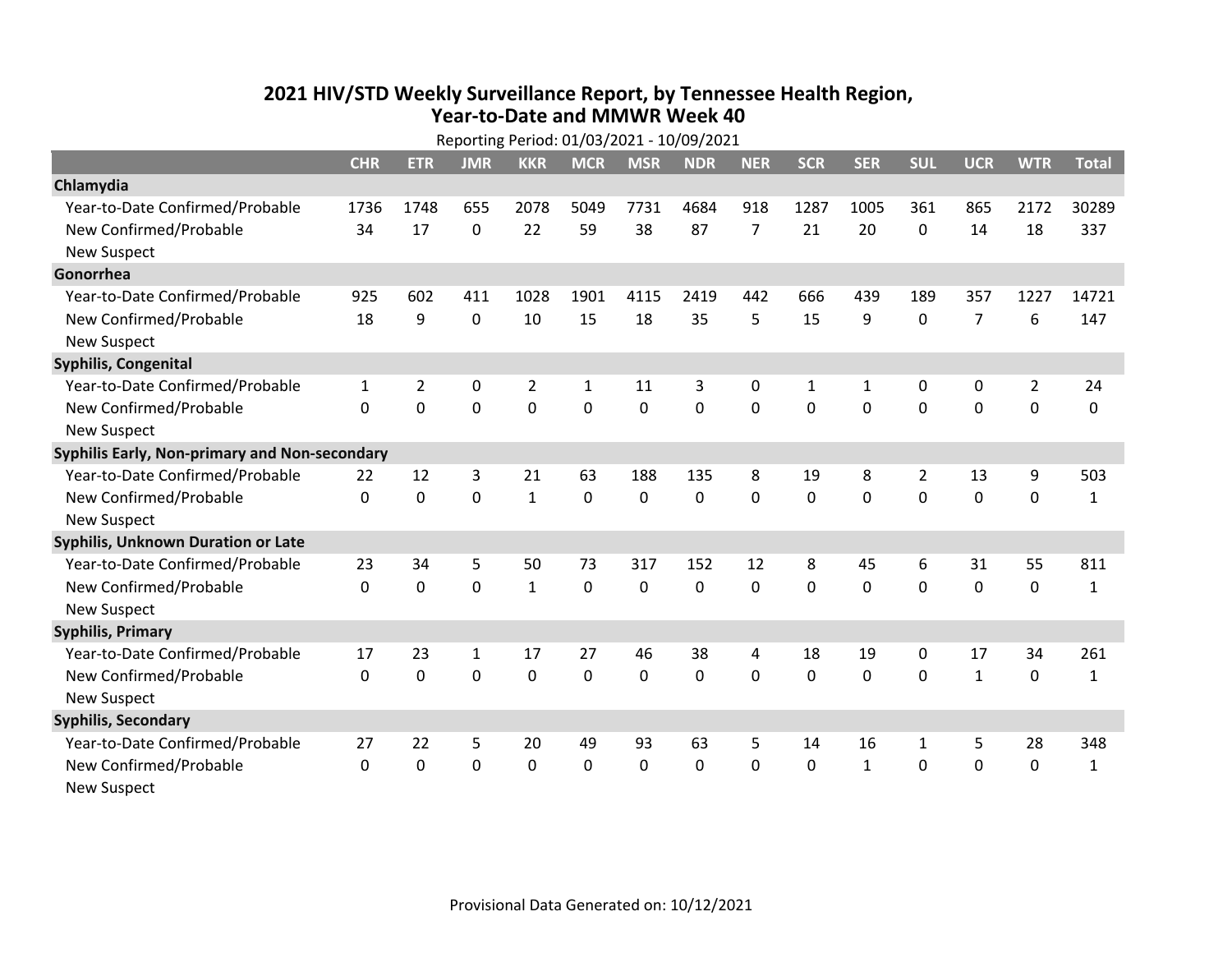# 2021 HIV/STD Weekly Surveillance Report, by Tennessee Health Region, Year-to-Date and MMWR Week 40

Reporting Period: 01/03/2021 - 10/09/2021

| | CHR | ETR | JMR | KKR | MCR | MSR | NDR | NER | SCR | SER | SUL | UCR | WTR | Total |
|---|---|---|---|---|---|---|---|---|---|---|---|---|---|---|
| **Chlamydia** | | | | | | | | | | | | | | |
| Year-to-Date Confirmed/Probable | 1736 | 1748 | 655 | 2078 | 5049 | 7731 | 4684 | 918 | 1287 | 1005 | 361 | 865 | 2172 | 30289 |
| New Confirmed/Probable | 34 | 17 | 0 | 22 | 59 | 38 | 87 | 7 | 21 | 20 | 0 | 14 | 18 | 337 |
| New Suspect | | | | | | | | | | | | | | |
| **Gonorrhea** | | | | | | | | | | | | | | |
| Year-to-Date Confirmed/Probable | 925 | 602 | 411 | 1028 | 1901 | 4115 | 2419 | 442 | 666 | 439 | 189 | 357 | 1227 | 14721 |
| New Confirmed/Probable | 18 | 9 | 0 | 10 | 15 | 18 | 35 | 5 | 15 | 9 | 0 | 7 | 6 | 147 |
| New Suspect | | | | | | | | | | | | | | |
| **Syphilis, Congenital** | | | | | | | | | | | | | | |
| Year-to-Date Confirmed/Probable | 1 | 2 | 0 | 2 | 1 | 11 | 3 | 0 | 1 | 1 | 0 | 0 | 2 | 24 |
| New Confirmed/Probable | 0 | 0 | 0 | 0 | 0 | 0 | 0 | 0 | 0 | 0 | 0 | 0 | 0 | 0 |
| New Suspect | | | | | | | | | | | | | | |
| **Syphilis Early, Non-primary and Non-secondary** | | | | | | | | | | | | | | |
| Year-to-Date Confirmed/Probable | 22 | 12 | 3 | 21 | 63 | 188 | 135 | 8 | 19 | 8 | 2 | 13 | 9 | 503 |
| New Confirmed/Probable | 0 | 0 | 0 | 1 | 0 | 0 | 0 | 0 | 0 | 0 | 0 | 0 | 0 | 1 |
| New Suspect | | | | | | | | | | | | | | |
| **Syphilis, Unknown Duration or Late** | | | | | | | | | | | | | | |
| Year-to-Date Confirmed/Probable | 23 | 34 | 5 | 50 | 73 | 317 | 152 | 12 | 8 | 45 | 6 | 31 | 55 | 811 |
| New Confirmed/Probable | 0 | 0 | 0 | 1 | 0 | 0 | 0 | 0 | 0 | 0 | 0 | 0 | 0 | 1 |
| New Suspect | | | | | | | | | | | | | | |
| **Syphilis, Primary** | | | | | | | | | | | | | | |
| Year-to-Date Confirmed/Probable | 17 | 23 | 1 | 17 | 27 | 46 | 38 | 4 | 18 | 19 | 0 | 17 | 34 | 261 |
| New Confirmed/Probable | 0 | 0 | 0 | 0 | 0 | 0 | 0 | 0 | 0 | 0 | 0 | 1 | 0 | 1 |
| New Suspect | | | | | | | | | | | | | | |
| **Syphilis, Secondary** | | | | | | | | | | | | | | |
| Year-to-Date Confirmed/Probable | 27 | 22 | 5 | 20 | 49 | 93 | 63 | 5 | 14 | 16 | 1 | 5 | 28 | 348 |
| New Confirmed/Probable | 0 | 0 | 0 | 0 | 0 | 0 | 0 | 0 | 0 | 1 | 0 | 0 | 0 | 1 |
| New Suspect | | | | | | | | | | | | | | |

Provisional Data Generated on: 10/12/2021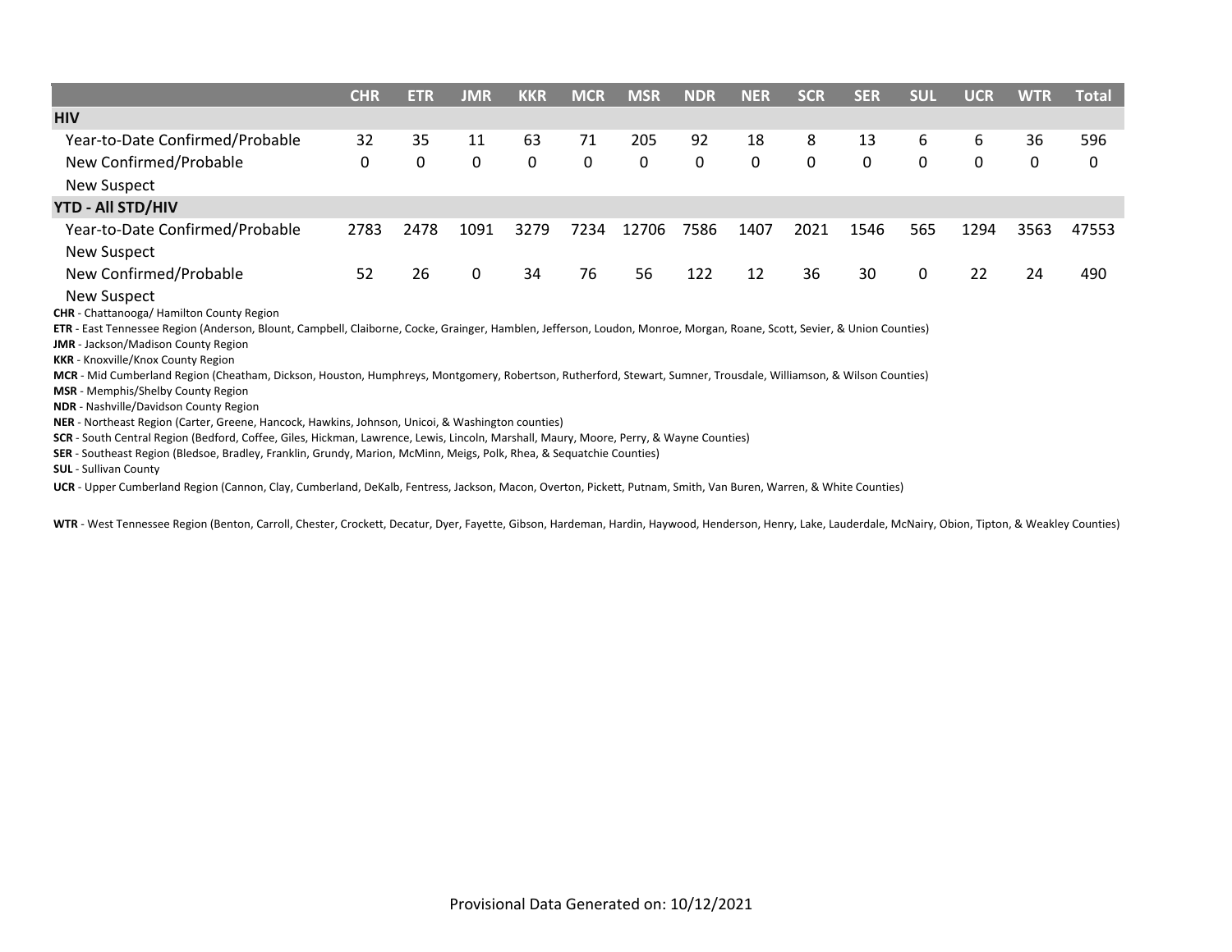| | CHR | ETR | JMR | KKR | MCR | MSR | NDR | NER | SCR | SER | SUL | UCR | WTR | Total |
|---|---|---|---|---|---|---|---|---|---|---|---|---|---|---|
| **HIV** | | | | | | | | | | | | | | |
| Year-to-Date Confirmed/Probable | 32 | 35 | 11 | 63 | 71 | 205 | 92 | 18 | 8 | 13 | 6 | 6 | 36 | 596 |
| New Confirmed/Probable | 0 | 0 | 0 | 0 | 0 | 0 | 0 | 0 | 0 | 0 | 0 | 0 | 0 | 0 |
| New Suspect | | | | | | | | | | | | | | |
| **YTD - All STD/HIV** | | | | | | | | | | | | | | |
| Year-to-Date Confirmed/Probable | 2783 | 2478 | 1091 | 3279 | 7234 | 12706 | 7586 | 1407 | 2021 | 1546 | 565 | 1294 | 3563 | 47553 |
| New Suspect | | | | | | | | | | | | | | |
| New Confirmed/Probable | 52 | 26 | 0 | 34 | 76 | 56 | 122 | 12 | 36 | 30 | 0 | 22 | 24 | 490 |
| New Suspect | | | | | | | | | | | | | | |

**CHR** - Chattanooga/ Hamilton County Region

**ETR** - East Tennessee Region (Anderson, Blount, Campbell, Claiborne, Cocke, Grainger, Hamblen, Jefferson, Loudon, Monroe, Morgan, Roane, Scott, Sevier, & Union Counties)

**JMR** - Jackson/Madison County Region

**KKR** - Knoxville/Knox County Region

**MCR** - Mid Cumberland Region (Cheatham, Dickson, Houston, Humphreys, Montgomery, Robertson, Rutherford, Stewart, Sumner, Trousdale, Williamson, & Wilson Counties)

**MSR** - Memphis/Shelby County Region

**NDR** - Nashville/Davidson County Region

**NER** - Northeast Region (Carter, Greene, Hancock, Hawkins, Johnson, Unicoi, & Washington counties)

**SCR** - South Central Region (Bedford, Coffee, Giles, Hickman, Lawrence, Lewis, Lincoln, Marshall, Maury, Moore, Perry, & Wayne Counties)

**SER** - Southeast Region (Bledsoe, Bradley, Franklin, Grundy, Marion, McMinn, Meigs, Polk, Rhea, & Sequatchie Counties)

**SUL** - Sullivan County

**UCR** - Upper Cumberland Region (Cannon, Clay, Cumberland, DeKalb, Fentress, Jackson, Macon, Overton, Pickett, Putnam, Smith, Van Buren, Warren, & White Counties)

**WTR** - West Tennessee Region (Benton, Carroll, Chester, Crockett, Decatur, Dyer, Fayette, Gibson, Hardeman, Hardin, Haywood, Henderson, Henry, Lake, Lauderdale, McNairy, Obion, Tipton, & Weakley Counties)

Provisional Data Generated on: 10/12/2021